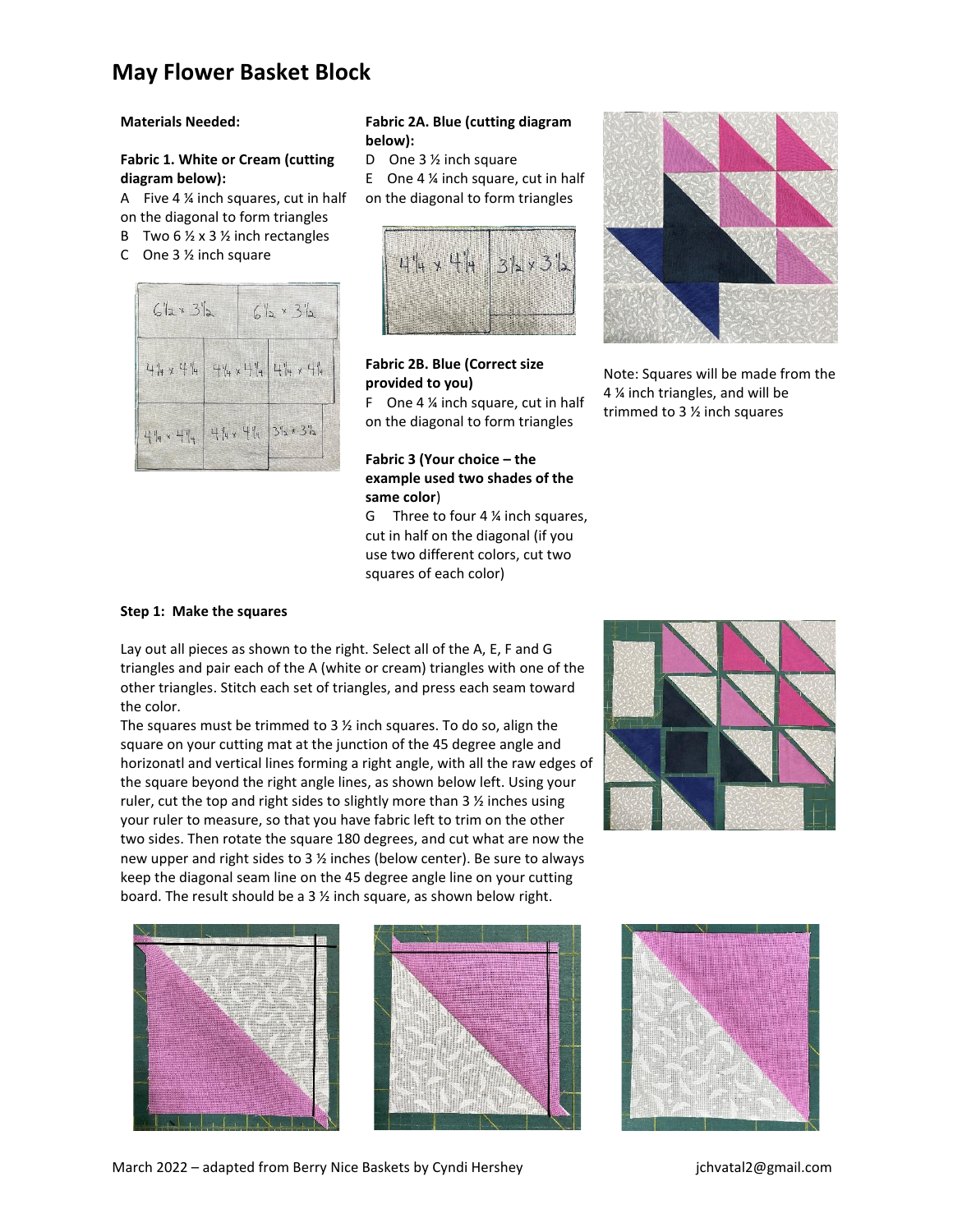# May Flower Basket Block

**Materials Needed:**

**Fabric 1. White or Cream (cutting diagram below):**

A Five 4 ¼ inch squares, cut in half on the diagonal to form triangles

B Two 6 ½ x 3 ½ inch rectangles

C One 3 ½ inch square

**Fabric 2A. Blue (cutting diagram below):**

D One 3 ½ inch square

E One 4 ¼ inch square, cut in half on the diagonal to form triangles

**Fabric 2B. Blue (Correct size provided to you)**

F One 4 ¼ inch square, cut in half on the diagonal to form triangles

**Fabric 3 (Your choice – the example used two shades of the same color)**

G Three to four 4 ¼ inch squares, cut in half on the diagonal (if you use two different colors, cut two squares of each color)

Note: Squares will be made from the 4 ¼ inch triangles, and will be trimmed to 3 ½ inch squares

**Step 1: Make the squares**

Lay out all pieces as shown to the right. Select all of the A, E, F and G triangles and pair each of the A (white or cream) triangles with one of the other triangles. Stitch each set of triangles, and press each seam toward the color.

The squares must be trimmed to 3 ½ inch squares. To do so, align the square on your cutting mat at the junction of the 45 degree angle and horizontatl and vertical lines forming a right angle, with all the raw edges of the square beyond the right angle lines, as shown below left. Using your ruler, cut the top and right sides to slightly more than 3 ½ inches using your ruler to measure, so that you have fabric left to trim on the other two sides. Then rotate the square 180 degrees, and cut what are now the new upper and right sides to 3 ½ inches (below center). Be sure to always keep the diagonal seam line on the 45 degree angle line on your cutting board. The result should be a 3 ½ inch square, as shown below right.

March 2022 – adapted from Berry Nice Baskets by Cyndi Hershey

jchvatal2@gmail.com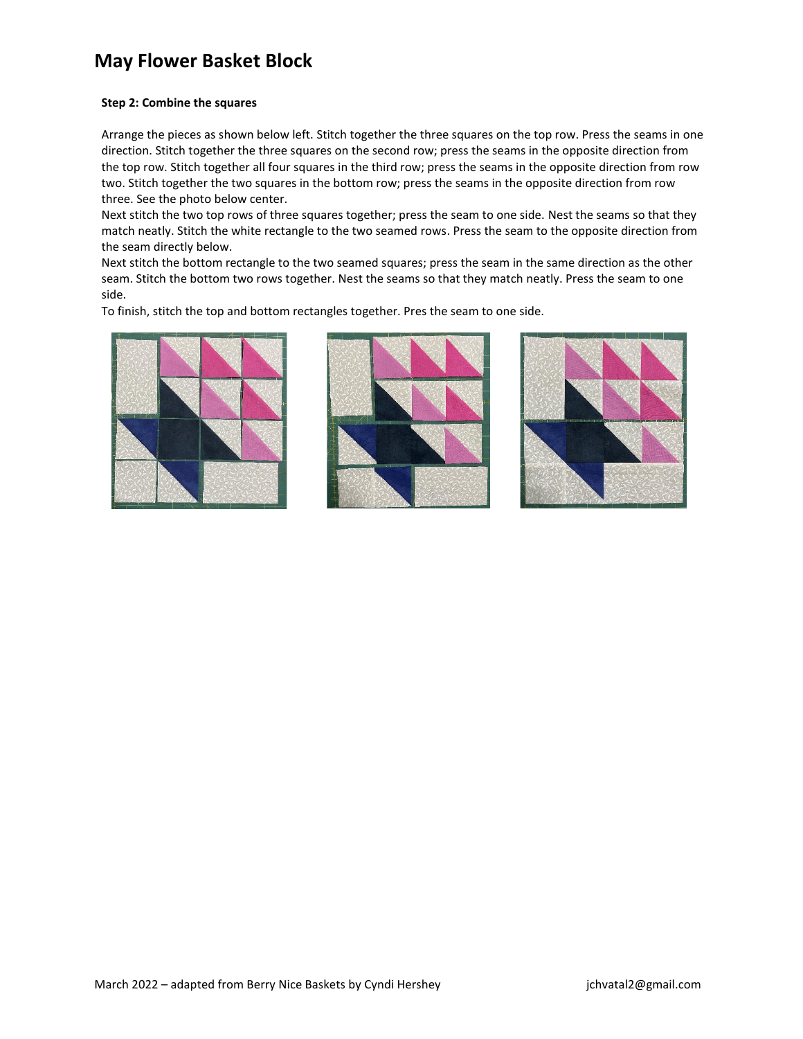# May Flower Basket Block

**Step 2: Combine the squares**

Arrange the pieces as shown below left. Stitch together the three squares on the top row. Press the seams in one direction. Stitch together the three squares on the second row; press the seams in the opposite direction from the top row. Stitch together all four squares in the third row; press the seams in the opposite direction from row two. Stitch together the two squares in the bottom row; press the seams in the opposite direction from row three. See the photo below center.

Next stitch the two top rows of three squares together; press the seam to one side. Nest the seams so that they match neatly. Stitch the white rectangle to the two seamed rows. Press the seam to the opposite direction from the seam directly below.

Next stitch the bottom rectangle to the two seamed squares; press the seam in the same direction as the other seam. Stitch the bottom two rows together. Nest the seams so that they match neatly. Press the seam to one side.

To finish, stitch the top and bottom rectangles together. Pres the seam to one side.

March 2022 – adapted from Berry Nice Baskets by Cyndi Hershey jchvatal2@gmail.com